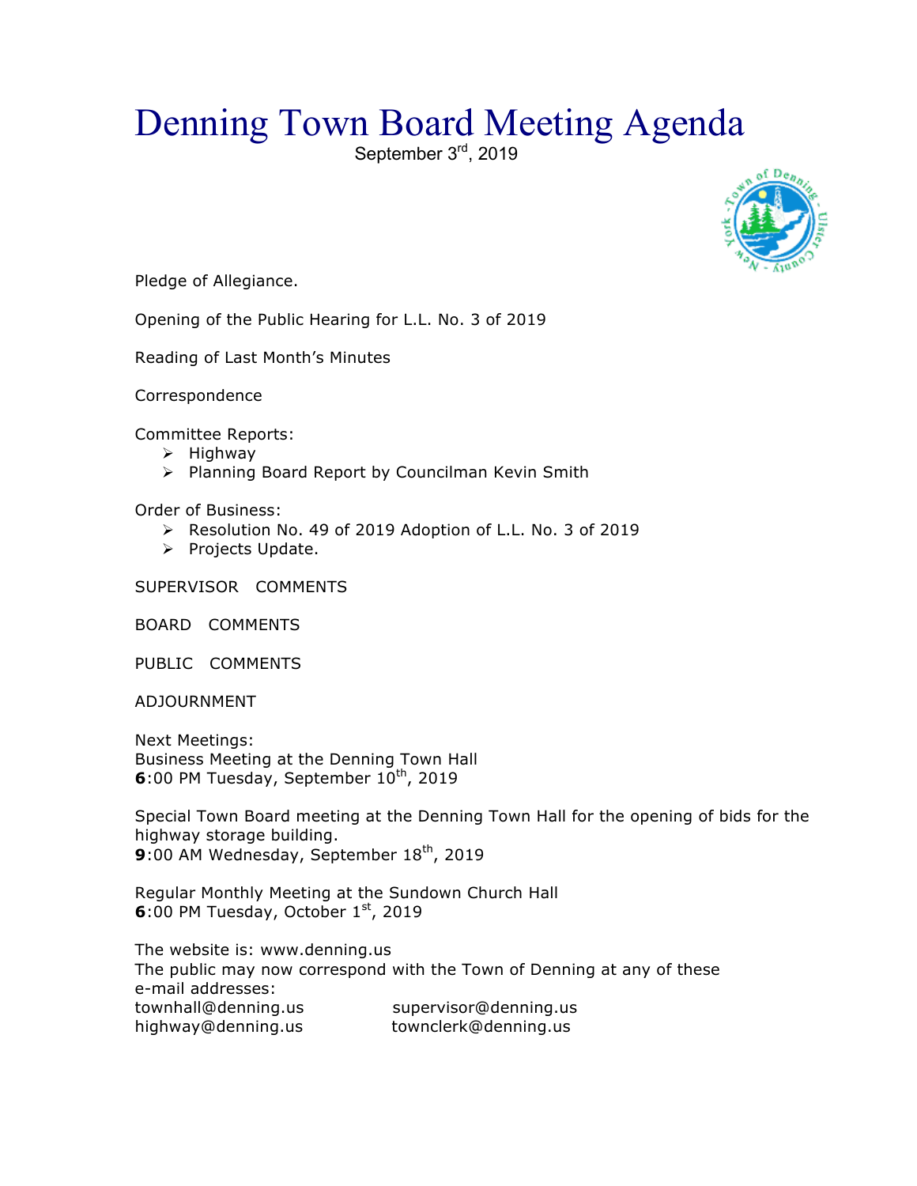# Denning Town Board Meeting Agenda

September 3rd, 2019

Pledge of Allegiance.

Opening of the Public Hearing for L.L. No. 3 of 2019

Reading of Last Month's Minutes

Correspondence

Committee Reports:

- Highway
- Planning Board Report by Councilman Kevin Smith

Order of Business:

- Resolution No. 49 of 2019 Adoption of L.L. No. 3 of 2019
- Projects Update.

SUPERVISOR COMMENTS

BOARD COMMENTS

PUBLIC COMMENTS

ADJOURNMENT

Next Meetings:
Business Meeting at the Denning Town Hall
**6**:00 PM Tuesday, September 10th, 2019

Special Town Board meeting at the Denning Town Hall for the opening of bids for the highway storage building.
**9**:00 AM Wednesday, September 18th, 2019

Regular Monthly Meeting at the Sundown Church Hall
**6**:00 PM Tuesday, October 1st, 2019

The website is: www.denning.us
The public may now correspond with the Town of Denning at any of these e-mail addresses:
townhall@denning.us supervisor@denning.us
highway@denning.us townclerk@denning.us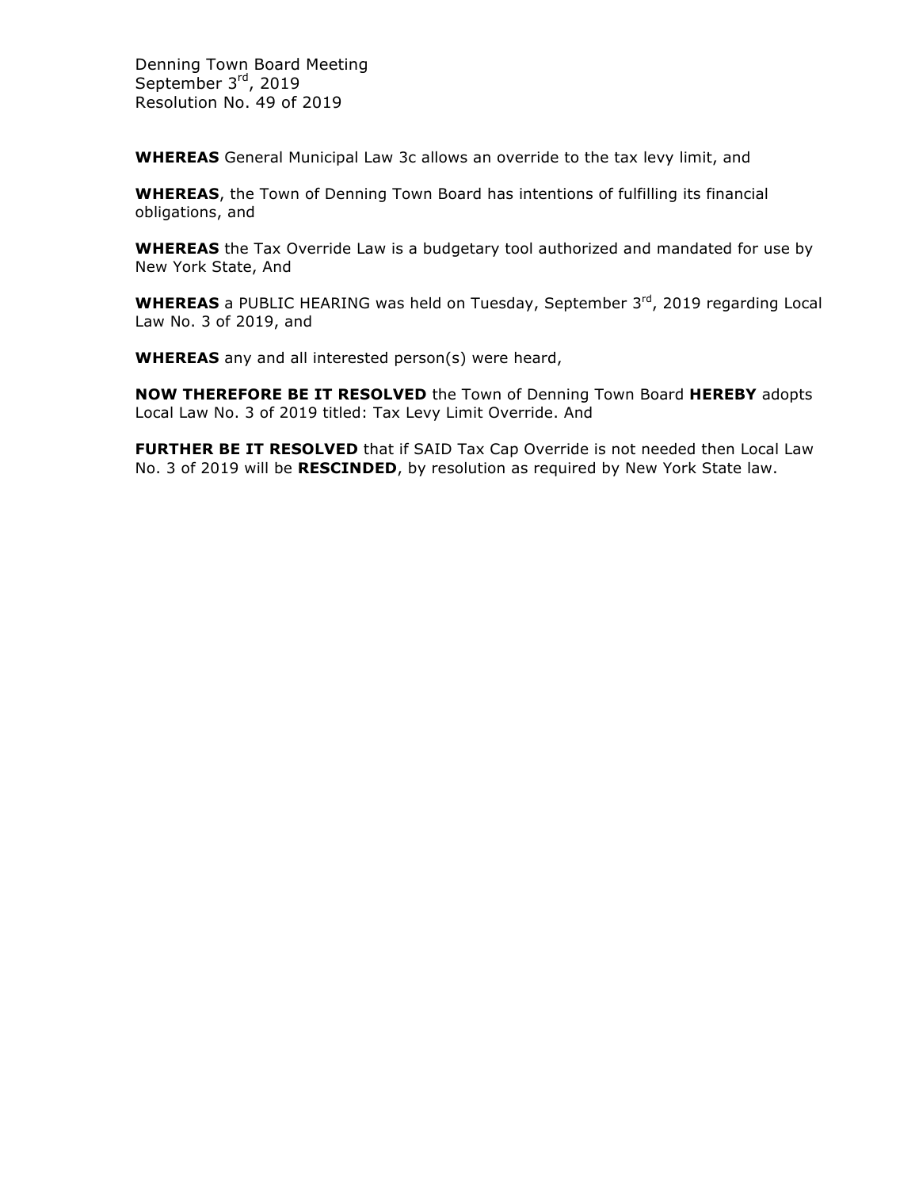Denning Town Board Meeting
September 3rd, 2019
Resolution No. 49 of 2019

**WHEREAS** General Municipal Law 3c allows an override to the tax levy limit, and

**WHEREAS**, the Town of Denning Town Board has intentions of fulfilling its financial obligations, and

**WHEREAS** the Tax Override Law is a budgetary tool authorized and mandated for use by New York State, And

**WHEREAS** a PUBLIC HEARING was held on Tuesday, September 3rd, 2019 regarding Local Law No. 3 of 2019, and

**WHEREAS** any and all interested person(s) were heard,

**NOW THEREFORE BE IT RESOLVED** the Town of Denning Town Board **HEREBY** adopts Local Law No. 3 of 2019 titled: Tax Levy Limit Override. And

**FURTHER BE IT RESOLVED** that if SAID Tax Cap Override is not needed then Local Law No. 3 of 2019 will be **RESCINDED**, by resolution as required by New York State law.